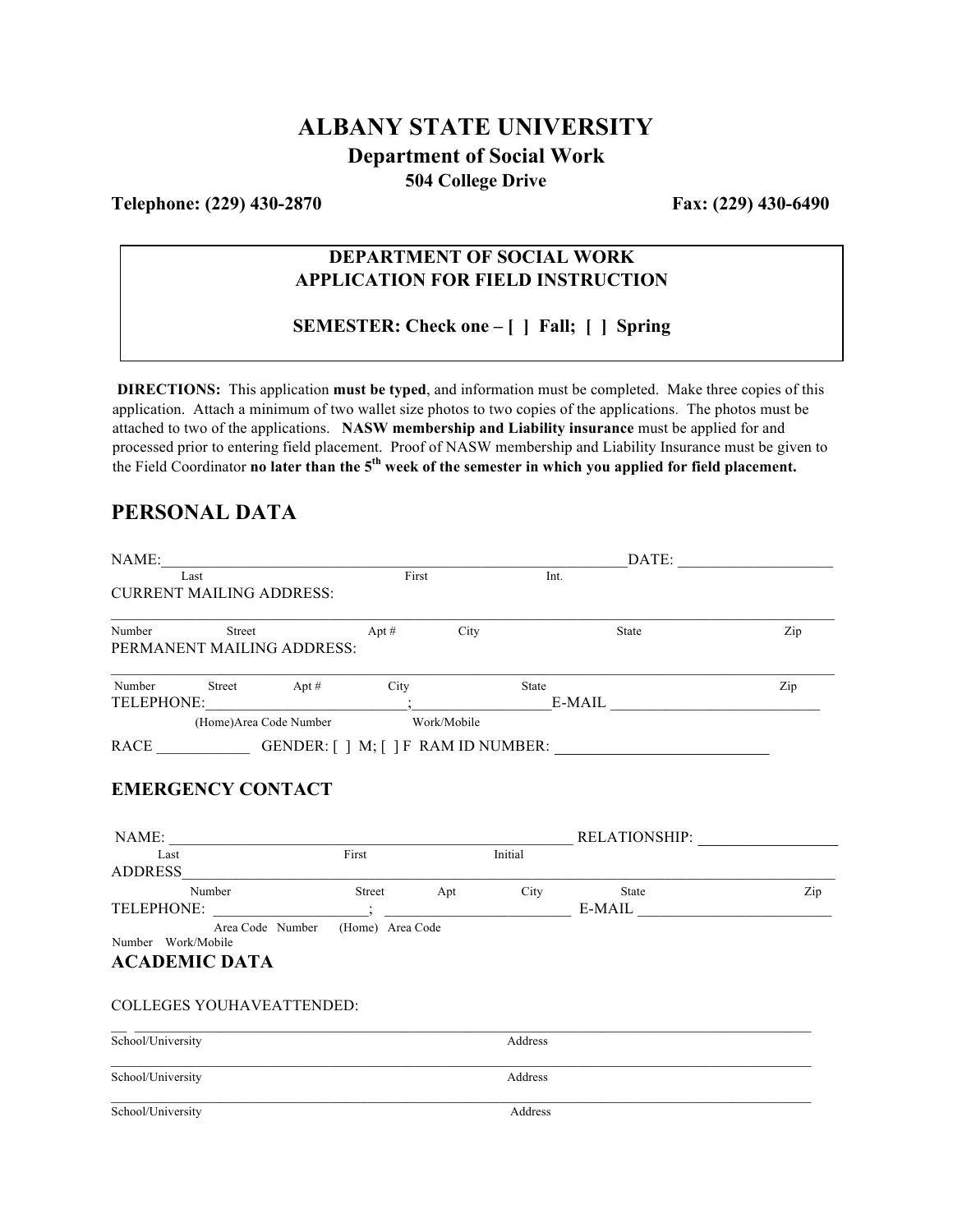# ALBANY STATE UNIVERSITY

## Department of Social Work

**504 College Drive**

**Telephone: (229) 430-2870** **Fax: (229) 430-6490**

**DEPARTMENT OF SOCIAL WORK**
**APPLICATION FOR FIELD INSTRUCTION**

**SEMESTER: Check one – [ ] Fall; [ ] Spring**

**DIRECTIONS:** This application **must be typed**, and information must be completed. Make three copies of this application. Attach a minimum of two wallet size photos to two copies of the applications. The photos must be attached to two of the applications. **NASW membership and Liability insurance** must be applied for and processed prior to entering field placement. Proof of NASW membership and Liability Insurance must be given to the Field Coordinator **no later than the 5th week of the semester in which you applied for field placement.**

## PERSONAL DATA

NAME:_____________________________________________________________DATE: ____________________
Last First Int.

CURRENT MAILING ADDRESS:

_____________________________________________________________________________________________
Number Street Apt # City State Zip

PERMANENT MAILING ADDRESS:

_____________________________________________________________________________________________
Number Street Apt # City State Zip

TELEPHONE:__________________________;__________________E-MAIL ___________________________
(Home)Area Code Number Work/Mobile

RACE ____________ GENDER: [ ] M; [ ] F RAM ID NUMBER: ___________________________

### EMERGENCY CONTACT

NAME: _____________________________________________________ RELATIONSHIP: _________________
Last First Initial

ADDRESS_____________________________________________________________________________________
Number Street Apt City State Zip

TELEPHONE: ____________________; _______________________ E-MAIL _________________________
Area Code Number (Home) Area Code Number Work/Mobile

### ACADEMIC DATA

COLLEGES YOUHAVEATTENDED:

__ ___________________________________________________________________________________________
School/University Address

_____________________________________________________________________________________________
School/University Address

_____________________________________________________________________________________________
School/University Address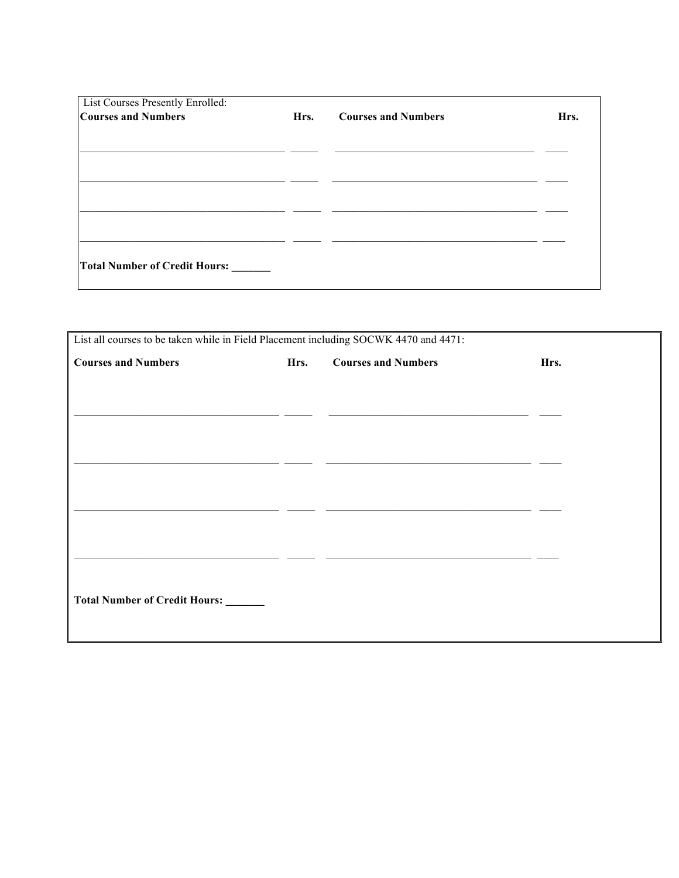List Courses Presently Enrolled:

| **Courses and Numbers** | **Hrs.** | **Courses and Numbers** | **Hrs.** |
|---|---|---|---|
| ___________________________________ | _____ | ___________________________________ | ____ |
| ___________________________________ | _____ | ___________________________________ | ____ |
| ___________________________________ | _____ | ___________________________________ | ____ |
| ___________________________________ | _____ | ___________________________________ | ____ |

**Total Number of Credit Hours: _______**

List all courses to be taken while in Field Placement including SOCWK 4470 and 4471:

| **Courses and Numbers** | **Hrs.** | **Courses and Numbers** | **Hrs.** |
|---|---|---|---|
| ___________________________________ | _____ | ___________________________________ | ____ |
| ___________________________________ | _____ | ___________________________________ | ____ |
| ___________________________________ | _____ | ___________________________________ | ____ |
| ___________________________________ | _____ | ___________________________________ | ____ |

**Total Number of Credit Hours: _______**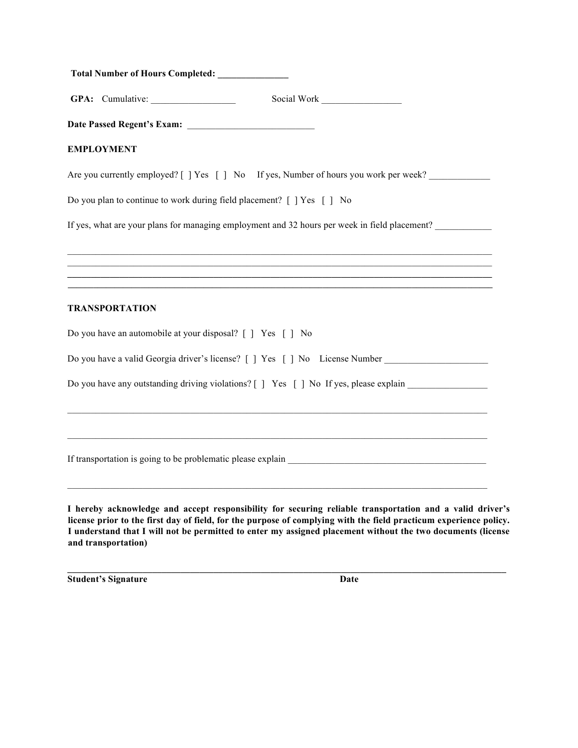**Total Number of Hours Completed: _______________**

**GPA:** Cumulative: __________________ Social Work _________________

**Date Passed Regent's Exam:** ___________________________

**EMPLOYMENT**

Are you currently employed? [ ] Yes [ ] No If yes, Number of hours you work per week? _____________

Do you plan to continue to work during field placement? [ ] Yes [ ] No

If yes, what are your plans for managing employment and 32 hours per week in field placement? ____________

_____________________________________________________________________________________________
_____________________________________________________________________________________________
_____________________________________________________________________________________________
_____________________________________________________________________________________________

**TRANSPORTATION**

Do you have an automobile at your disposal? [ ] Yes [ ] No

Do you have a valid Georgia driver's license? [ ] Yes [ ] No License Number ______________________

Do you have any outstanding driving violations? [ ] Yes [ ] No If yes, please explain _________________

_____________________________________________________________________________________________

_____________________________________________________________________________________________

If transportation is going to be problematic please explain ____________________________________________

_____________________________________________________________________________________________

**I hereby acknowledge and accept responsibility for securing reliable transportation and a valid driver's license prior to the first day of field, for the purpose of complying with the field practicum experience policy. I understand that I will not be permitted to enter my assigned placement without the two documents (license and transportation)**

_____________________________________________________________________________________________

**Student's Signature** **Date**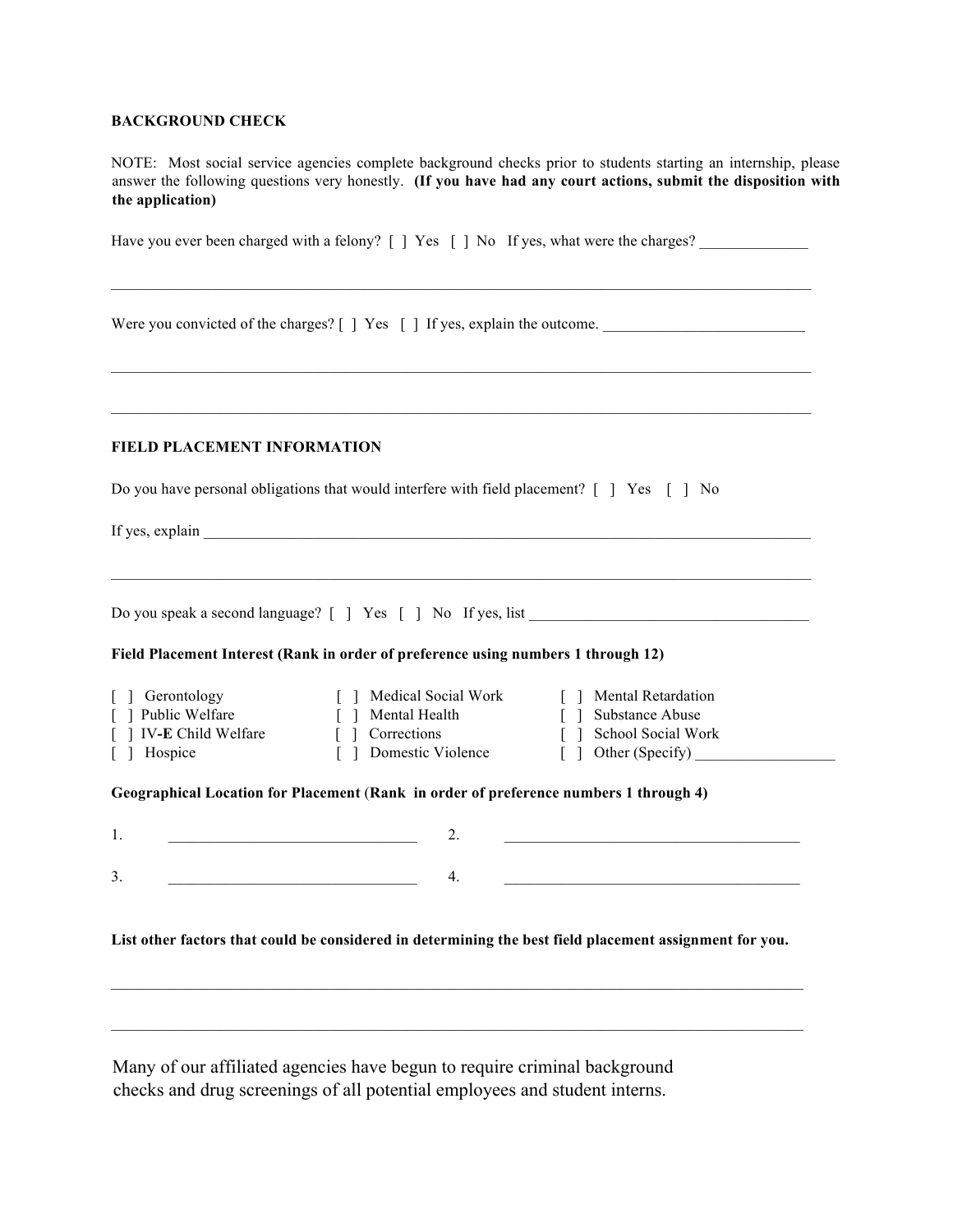**BACKGROUND CHECK**

NOTE: Most social service agencies complete background checks prior to students starting an internship, please answer the following questions very honestly. **(If you have had any court actions, submit the disposition with the application)**

Have you ever been charged with a felony? [ ] Yes [ ] No If yes, what were the charges? ______________

_____________________________________________________________________________________________

Were you convicted of the charges? [ ] Yes [ ] If yes, explain the outcome. __________________________

_____________________________________________________________________________________________

_____________________________________________________________________________________________

**FIELD PLACEMENT INFORMATION**

Do you have personal obligations that would interfere with field placement? [ ] Yes [ ] No

If yes, explain _______________________________________________________________________________

_____________________________________________________________________________________________

Do you speak a second language? [ ] Yes [ ] No If yes, list ____________________________________

**Field Placement Interest (Rank in order of preference using numbers 1 through 12)**

[ ] Gerontology
[ ] Public Welfare
[ ] IV-**E** Child Welfare
[ ] Hospice
[ ] Medical Social Work
[ ] Mental Health
[ ] Corrections
[ ] Domestic Violence
[ ] Mental Retardation
[ ] Substance Abuse
[ ] School Social Work
[ ] Other (Specify) __________________

**Geographical Location for Placement (Rank in order of preference numbers 1 through 4)**

1. ________________________________ 2. ______________________________________

3. ________________________________ 4. ______________________________________

**List other factors that could be considered in determining the best field placement assignment for you.**

_____________________________________________________________________________________________

_____________________________________________________________________________________________

Many of our affiliated agencies have begun to require criminal background checks and drug screenings of all potential employees and student interns.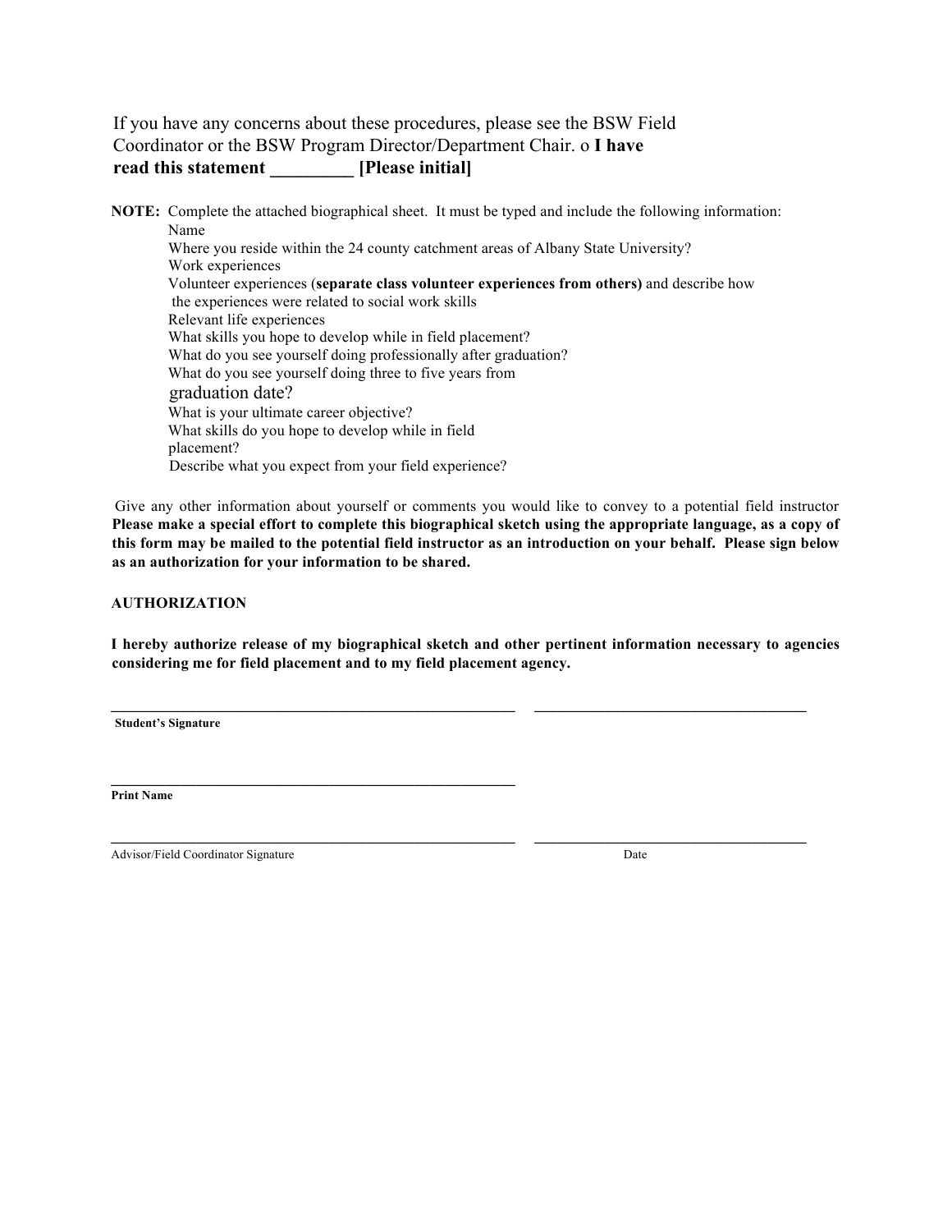If you have any concerns about these procedures, please see the BSW Field Coordinator or the BSW Program Director/Department Chair. o **I have read this statement _________ [Please initial]**

**NOTE:** Complete the attached biographical sheet. It must be typed and include the following information:

Name
Where you reside within the 24 county catchment areas of Albany State University?
Work experiences
Volunteer experiences (**separate class volunteer experiences from others)** and describe how the experiences were related to social work skills
Relevant life experiences
What skills you hope to develop while in field placement?
What do you see yourself doing professionally after graduation?
What do you see yourself doing three to five years from graduation date?
What is your ultimate career objective?
What skills do you hope to develop while in field placement?
Describe what you expect from your field experience?

Give any other information about yourself or comments you would like to convey to a potential field instructor **Please make a special effort to complete this biographical sketch using the appropriate language, as a copy of this form may be mailed to the potential field instructor as an introduction on your behalf. Please sign below as an authorization for your information to be shared.**

**AUTHORIZATION**

**I hereby authorize release of my biographical sketch and other pertinent information necessary to agencies considering me for field placement and to my field placement agency.**

_______________________________________________ _________________________________
**Student's Signature**

_______________________________________________
**Print Name**

_______________________________________________ _________________________________
Advisor/Field Coordinator Signature Date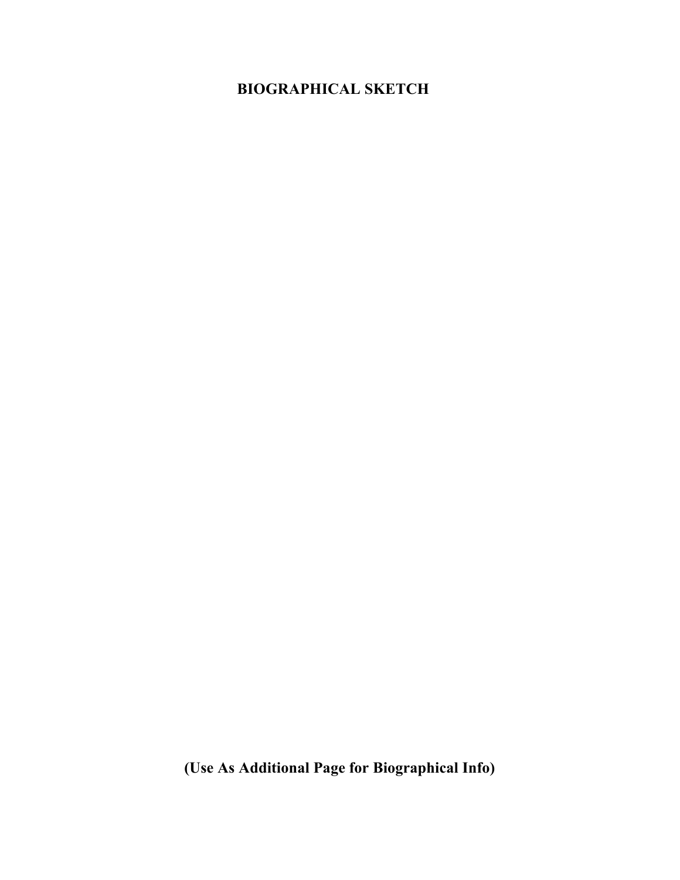# BIOGRAPHICAL SKETCH

**(Use As Additional Page for Biographical Info)**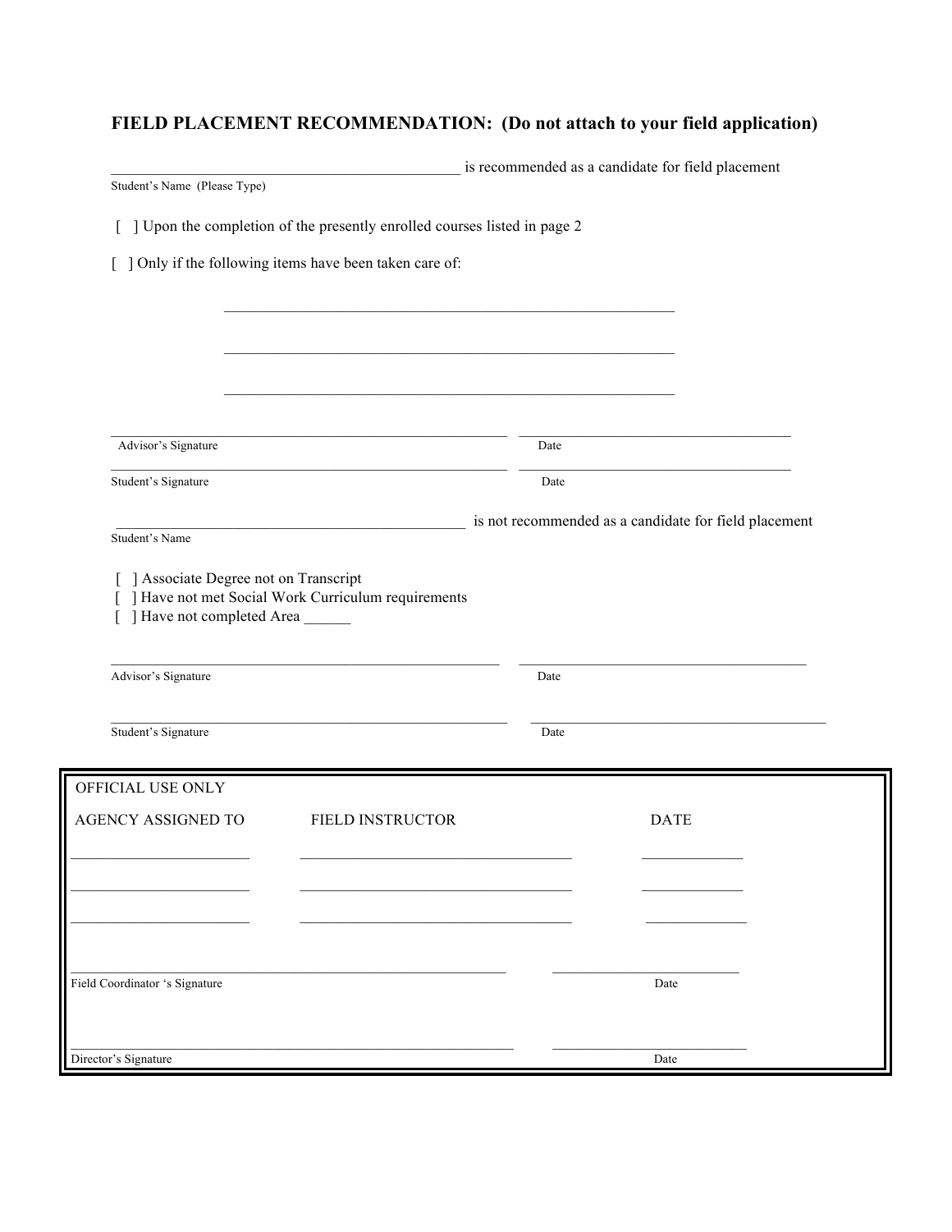## FIELD PLACEMENT RECOMMENDATION: (Do not attach to your field application)

______________________________________________ is recommended as a candidate for field placement

Student's Name (Please Type)

[ ] Upon the completion of the presently enrolled courses listed in page 2

[ ] Only if the following items have been taken care of:

____________________________________________________________

____________________________________________________________

____________________________________________________________

_____________________________________________________ _____________________________________

Advisor's Signature Date

_____________________________________________________ _____________________________________

Student's Signature Date

______________________________________________ is not recommended as a candidate for field placement

Student's Name

[ ] Associate Degree not on Transcript
[ ] Have not met Social Work Curriculum requirements
[ ] Have not completed Area ______

_____________________________________________________ _____________________________________

Advisor's Signature Date

_____________________________________________________ _____________________________________

Student's Signature Date

---

OFFICIAL USE ONLY

| AGENCY ASSIGNED TO | FIELD INSTRUCTOR | DATE |
|---|---|---|
| ________________________ | ____________________________________ | ______________ |
| ________________________ | ____________________________________ | ______________ |
| ________________________ | ____________________________________ | ______________ |

_____________________________________________________ ___________________________

Field Coordinator 's Signature Date

_____________________________________________________ ___________________________

Director's Signature Date